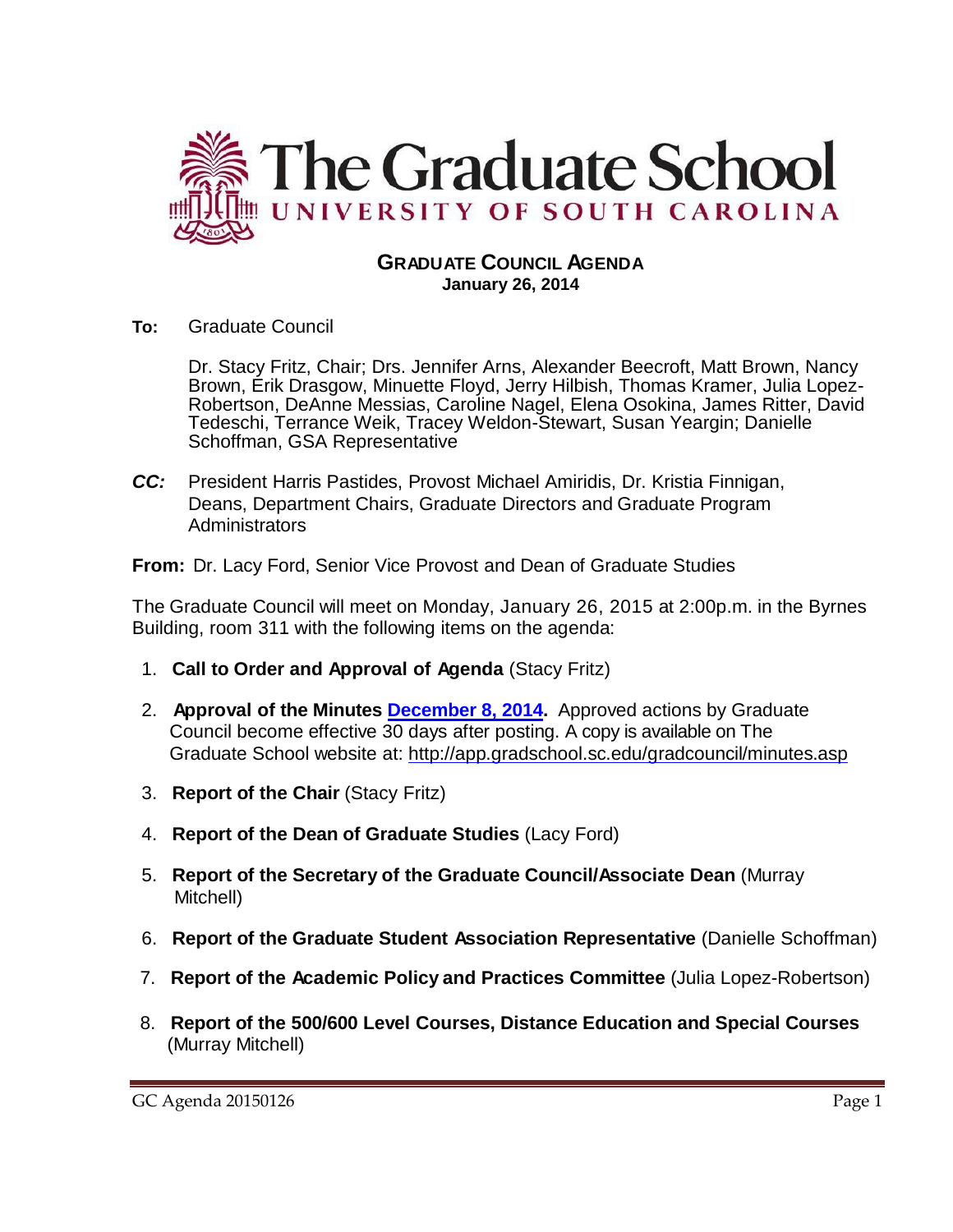# The Graduate School
## UNIVERSITY OF SOUTH CAROLINA

**GRADUATE COUNCIL AGENDA**
**January 26, 2014**

**To:** Graduate Council

Dr. Stacy Fritz, Chair; Drs. Jennifer Arns, Alexander Beecroft, Matt Brown, Nancy Brown, Erik Drasgow, Minuette Floyd, Jerry Hilbish, Thomas Kramer, Julia Lopez-Robertson, DeAnne Messias, Caroline Nagel, Elena Osokina, James Ritter, David Tedeschi, Terrance Weik, Tracey Weldon-Stewart, Susan Yeargin; Danielle Schoffman, GSA Representative

***CC:*** President Harris Pastides, Provost Michael Amiridis, Dr. Kristia Finnigan, Deans, Department Chairs, Graduate Directors and Graduate Program Administrators

**From:** Dr. Lacy Ford, Senior Vice Provost and Dean of Graduate Studies

The Graduate Council will meet on Monday, January 26, 2015 at 2:00p.m. in the Byrnes Building, room 311 with the following items on the agenda:

1. **Call to Order and Approval of Agenda** (Stacy Fritz)
2. **Approval of the Minutes [December 8, 2014](http://app.gradschool.sc.edu/gradcouncil/minutes.asp).** Approved actions by Graduate Council become effective 30 days after posting. A copy is available on The Graduate School website at: http://app.gradschool.sc.edu/gradcouncil/minutes.asp
3. **Report of the Chair** (Stacy Fritz)
4. **Report of the Dean of Graduate Studies** (Lacy Ford)
5. **Report of the Secretary of the Graduate Council/Associate Dean** (Murray Mitchell)
6. **Report of the Graduate Student Association Representative** (Danielle Schoffman)
7. **Report of the Academic Policy and Practices Committee** (Julia Lopez-Robertson)
8. **Report of the 500/600 Level Courses, Distance Education and Special Courses** (Murray Mitchell)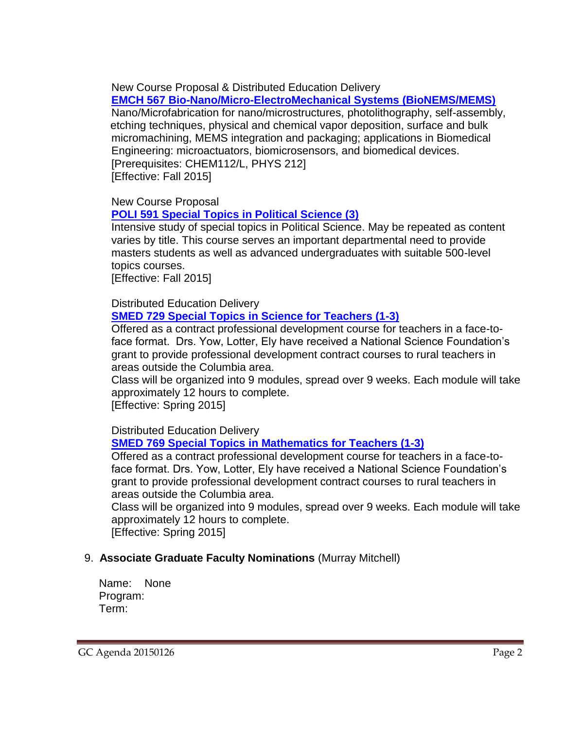New Course Proposal & Distributed Education Delivery

**EMCH 567 Bio-Nano/Micro-ElectroMechanical Systems (BioNEMS/MEMS)**

Nano/Microfabrication for nano/microstructures, photolithography, self-assembly, etching techniques, physical and chemical vapor deposition, surface and bulk micromachining, MEMS integration and packaging; applications in Biomedical Engineering: microactuators, biomicrosensors, and biomedical devices.
[Prerequisites: CHEM112/L, PHYS 212]
[Effective: Fall 2015]

New Course Proposal

**POLI 591 Special Topics in Political Science (3)**

Intensive study of special topics in Political Science. May be repeated as content varies by title. This course serves an important departmental need to provide masters students as well as advanced undergraduates with suitable 500-level topics courses.
[Effective: Fall 2015]

Distributed Education Delivery

**SMED 729 Special Topics in Science for Teachers (1-3)**

Offered as a contract professional development course for teachers in a face-to-face format. Drs. Yow, Lotter, Ely have received a National Science Foundation's grant to provide professional development contract courses to rural teachers in areas outside the Columbia area.
Class will be organized into 9 modules, spread over 9 weeks. Each module will take approximately 12 hours to complete.
[Effective: Spring 2015]

Distributed Education Delivery

**SMED 769 Special Topics in Mathematics for Teachers (1-3)**

Offered as a contract professional development course for teachers in a face-to-face format. Drs. Yow, Lotter, Ely have received a National Science Foundation's grant to provide professional development contract courses to rural teachers in areas outside the Columbia area.
Class will be organized into 9 modules, spread over 9 weeks. Each module will take approximately 12 hours to complete.
[Effective: Spring 2015]

9. **Associate Graduate Faculty Nominations** (Murray Mitchell)

Name: None
Program:
Term: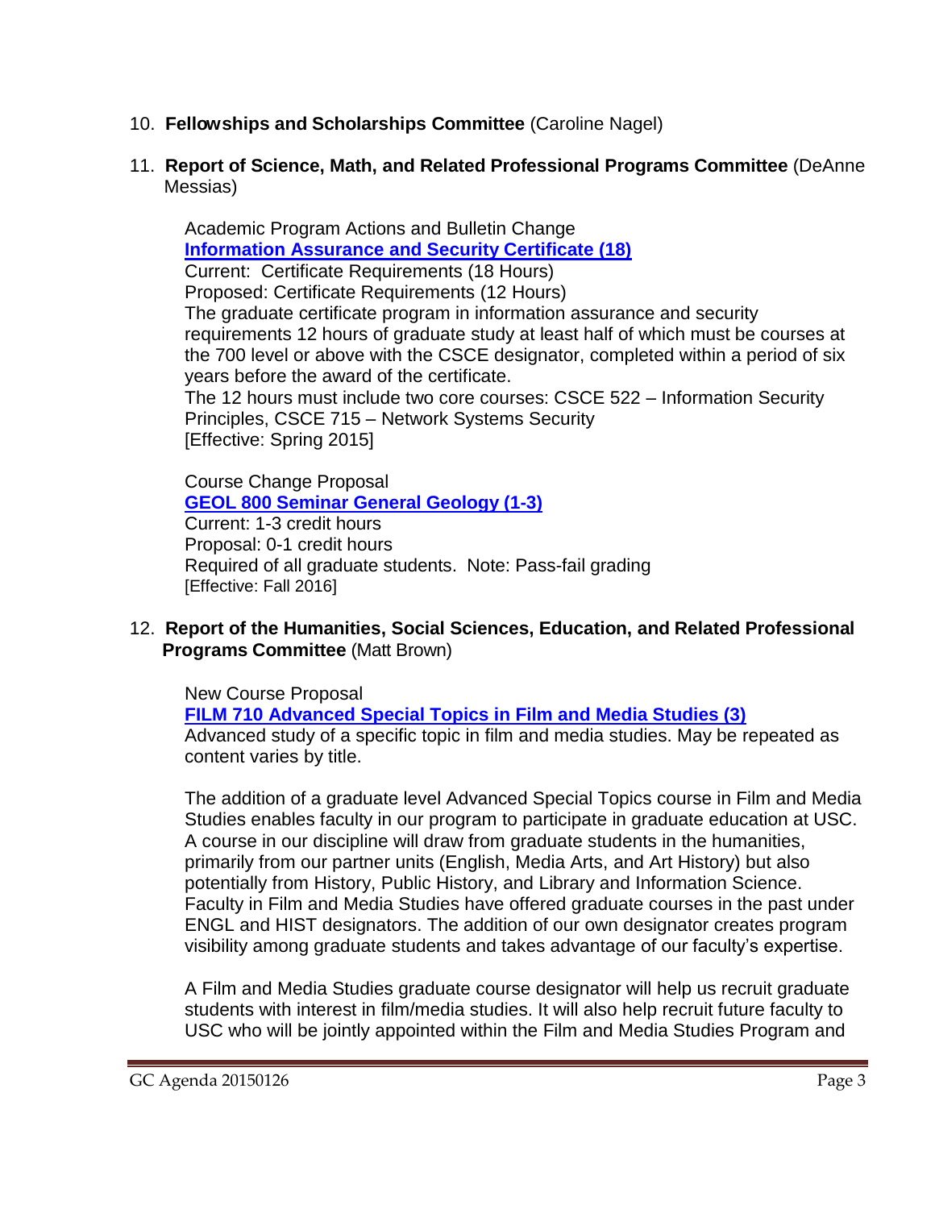10. **Fellowships and Scholarships Committee** (Caroline Nagel)

11. **Report of Science, Math, and Related Professional Programs Committee** (DeAnne Messias)

    Academic Program Actions and Bulletin Change
    **Information Assurance and Security Certificate (18)**
    Current: Certificate Requirements (18 Hours)
    Proposed: Certificate Requirements (12 Hours)
    The graduate certificate program in information assurance and security requirements 12 hours of graduate study at least half of which must be courses at the 700 level or above with the CSCE designator, completed within a period of six years before the award of the certificate.
    The 12 hours must include two core courses: CSCE 522 – Information Security Principles, CSCE 715 – Network Systems Security
    [Effective: Spring 2015]

    Course Change Proposal
    **GEOL 800 Seminar General Geology (1-3)**
    Current: 1-3 credit hours
    Proposal: 0-1 credit hours
    Required of all graduate students. Note: Pass-fail grading
    [Effective: Fall 2016]

12. **Report of the Humanities, Social Sciences, Education, and Related Professional Programs Committee** (Matt Brown)

    New Course Proposal
    **FILM 710 Advanced Special Topics in Film and Media Studies (3)**
    Advanced study of a specific topic in film and media studies. May be repeated as content varies by title.

    The addition of a graduate level Advanced Special Topics course in Film and Media Studies enables faculty in our program to participate in graduate education at USC. A course in our discipline will draw from graduate students in the humanities, primarily from our partner units (English, Media Arts, and Art History) but also potentially from History, Public History, and Library and Information Science. Faculty in Film and Media Studies have offered graduate courses in the past under ENGL and HIST designators. The addition of our own designator creates program visibility among graduate students and takes advantage of our faculty's expertise.

    A Film and Media Studies graduate course designator will help us recruit graduate students with interest in film/media studies. It will also help recruit future faculty to USC who will be jointly appointed within the Film and Media Studies Program and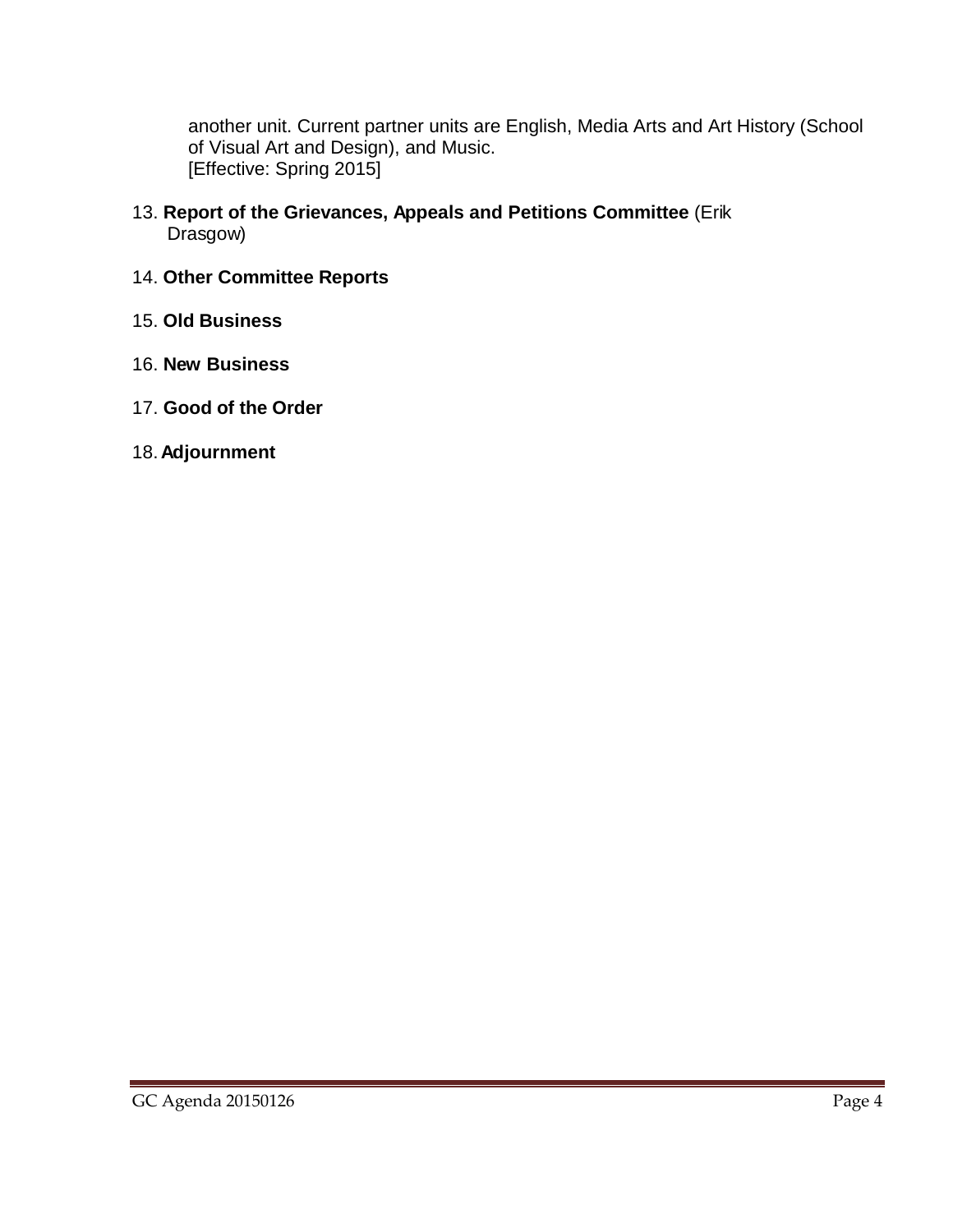another unit. Current partner units are English, Media Arts and Art History (School of Visual Art and Design), and Music.
[Effective: Spring 2015]

13. **Report of the Grievances, Appeals and Petitions Committee** (Erik Drasgow)

14. **Other Committee Reports**

15. **Old Business**

16. **New Business**

17. **Good of the Order**

18. **Adjournment**